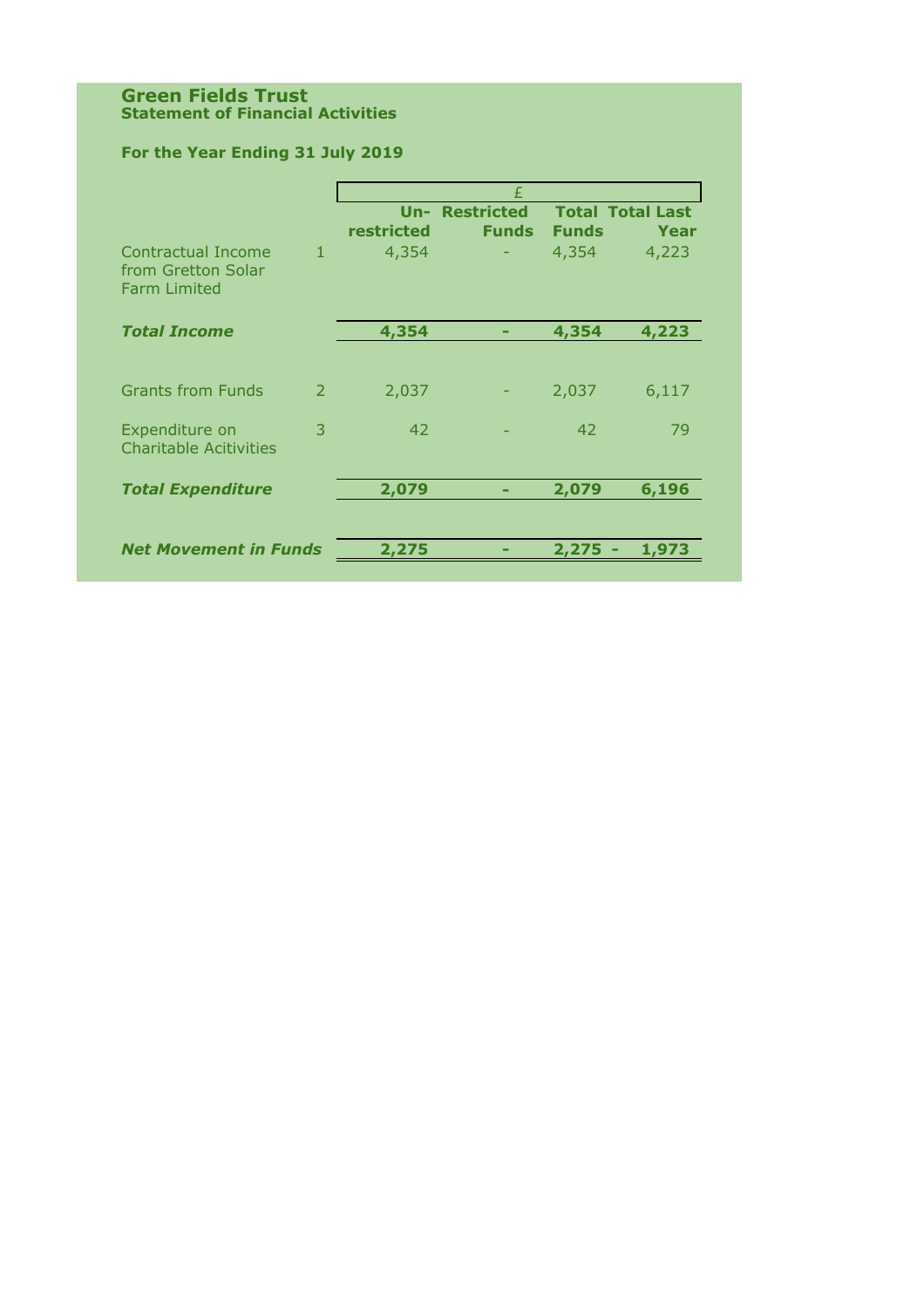# Green Fields Trust

## Statement of Financial Activities

### For the Year Ending 31 July 2019

| | | £ | | | |
|---|---|---|---|---|---|
| | | **Un-restricted** | **Restricted Funds** | **Total Funds** | **Total Last Year** |
| Contractual Income from Gretton Solar Farm Limited | 1 | 4,354 | - | 4,354 | 4,223 |
| ***Total Income*** | | **4,354** | **-** | **4,354** | **4,223** |
| Grants from Funds | 2 | 2,037 | - | 2,037 | 6,117 |
| Expenditure on Charitable Acitivities | 3 | 42 | - | 42 | 79 |
| ***Total Expenditure*** | | **2,079** | **-** | **2,079** | **6,196** |
| ***Net Movement in Funds*** | | **2,275** | **-** | **2,275** | **- 1,973** |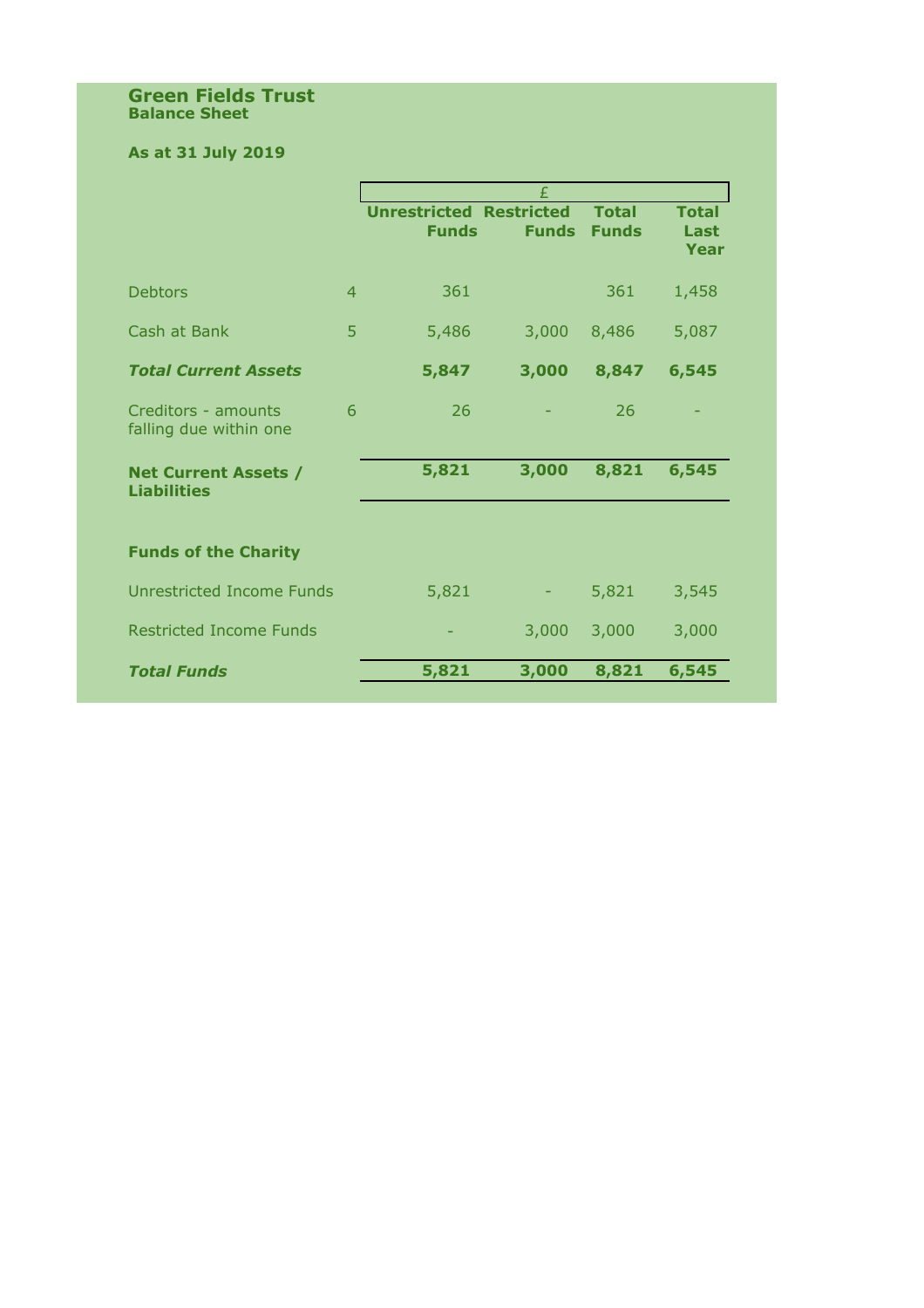# Green Fields Trust
## Balance Sheet

**As at 31 July 2019**

| | | £ | | | |
|---|---|---|---|---|---|
| | | **Unrestricted Funds** | **Restricted Funds** | **Total Funds** | **Total Last Year** |
| Debtors | 4 | 361 | | 361 | 1,458 |
| Cash at Bank | 5 | 5,486 | 3,000 | 8,486 | 5,087 |
| ***Total Current Assets*** | | **5,847** | **3,000** | **8,847** | **6,545** |
| Creditors - amounts falling due within one | 6 | 26 | - | 26 | - |
| **Net Current Assets / Liabilities** | | **5,821** | **3,000** | **8,821** | **6,545** |
| | | | | | |
| **Funds of the Charity** | | | | | |
| Unrestricted Income Funds | | 5,821 | - | 5,821 | 3,545 |
| Restricted Income Funds | | - | 3,000 | 3,000 | 3,000 |
| ***Total Funds*** | | **5,821** | **3,000** | **8,821** | **6,545** |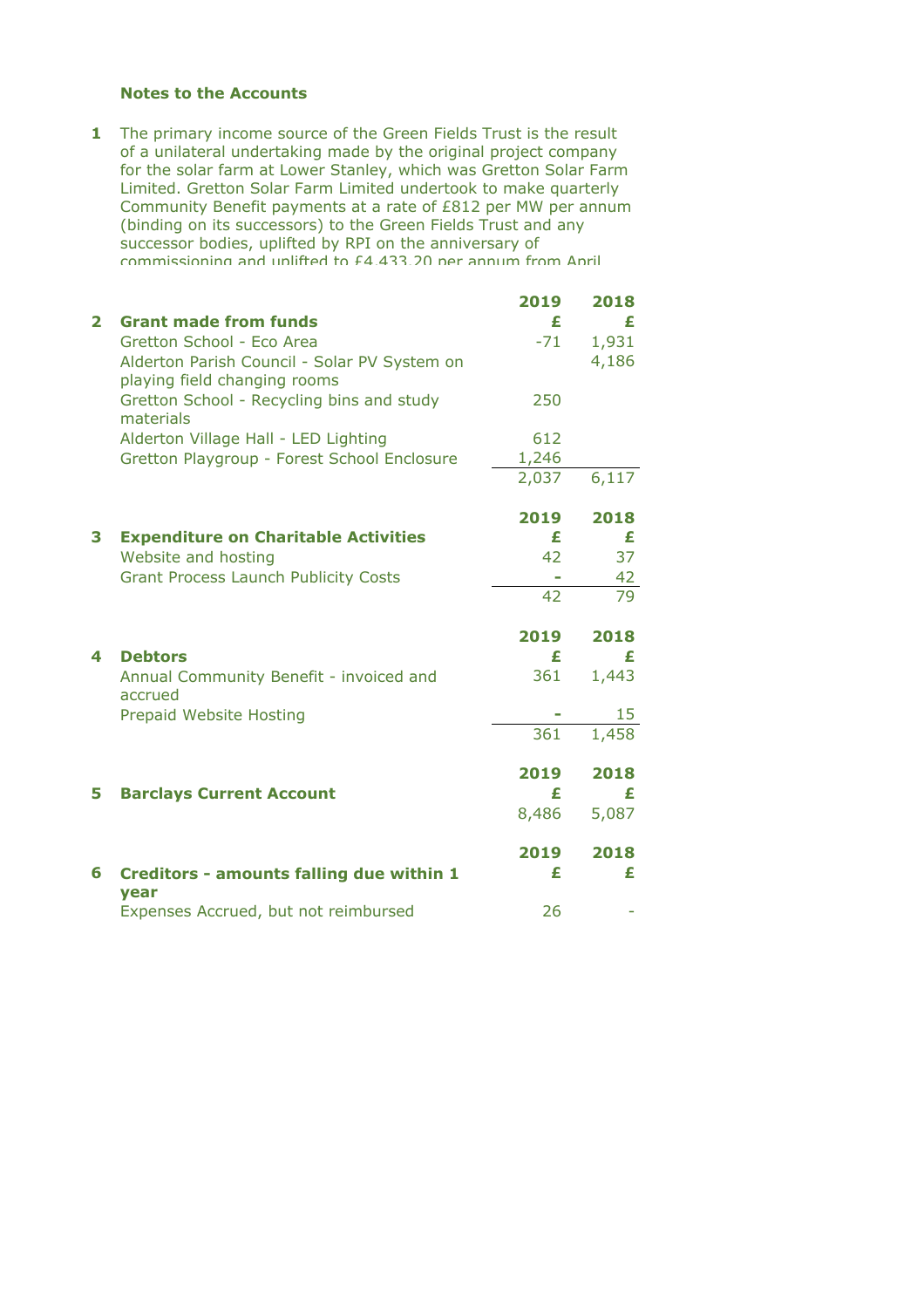### Notes to the Accounts

**1** The primary income source of the Green Fields Trust is the result of a unilateral undertaking made by the original project company for the solar farm at Lower Stanley, which was Gretton Solar Farm Limited. Gretton Solar Farm Limited undertook to make quarterly Community Benefit payments at a rate of £812 per MW per annum (binding on its successors) to the Green Fields Trust and any successor bodies, uplifted by RPI on the anniversary of commissioning and uplifted to £4,433.20 per annum from April

| | | 2019 | 2018 |
|---|---|---|---|
| **2** | **Grant made from funds** | **£** | **£** |
| | Gretton School - Eco Area | -71 | 1,931 |
| | Alderton Parish Council - Solar PV System on playing field changing rooms | | 4,186 |
| | Gretton School - Recycling bins and study materials | 250 | |
| | Alderton Village Hall - LED Lighting | 612 | |
| | Gretton Playgroup - Forest School Enclosure | 1,246 | |
| | | 2,037 | 6,117 |

| | | 2019 | 2018 |
|---|---|---|---|
| **3** | **Expenditure on Charitable Activities** | **£** | **£** |
| | Website and hosting | 42 | 37 |
| | Grant Process Launch Publicity Costs | - | 42 |
| | | 42 | 79 |

| | | 2019 | 2018 |
|---|---|---|---|
| **4** | **Debtors** | **£** | **£** |
| | Annual Community Benefit - invoiced and accrued | 361 | 1,443 |
| | Prepaid Website Hosting | - | 15 |
| | | 361 | 1,458 |

| | | 2019 | 2018 |
|---|---|---|---|
| **5** | **Barclays Current Account** | **£** | **£** |
| | | 8,486 | 5,087 |

| | | 2019 | 2018 |
|---|---|---|---|
| **6** | **Creditors - amounts falling due within 1 year** | **£** | **£** |
| | Expenses Accrued, but not reimbursed | 26 | - |